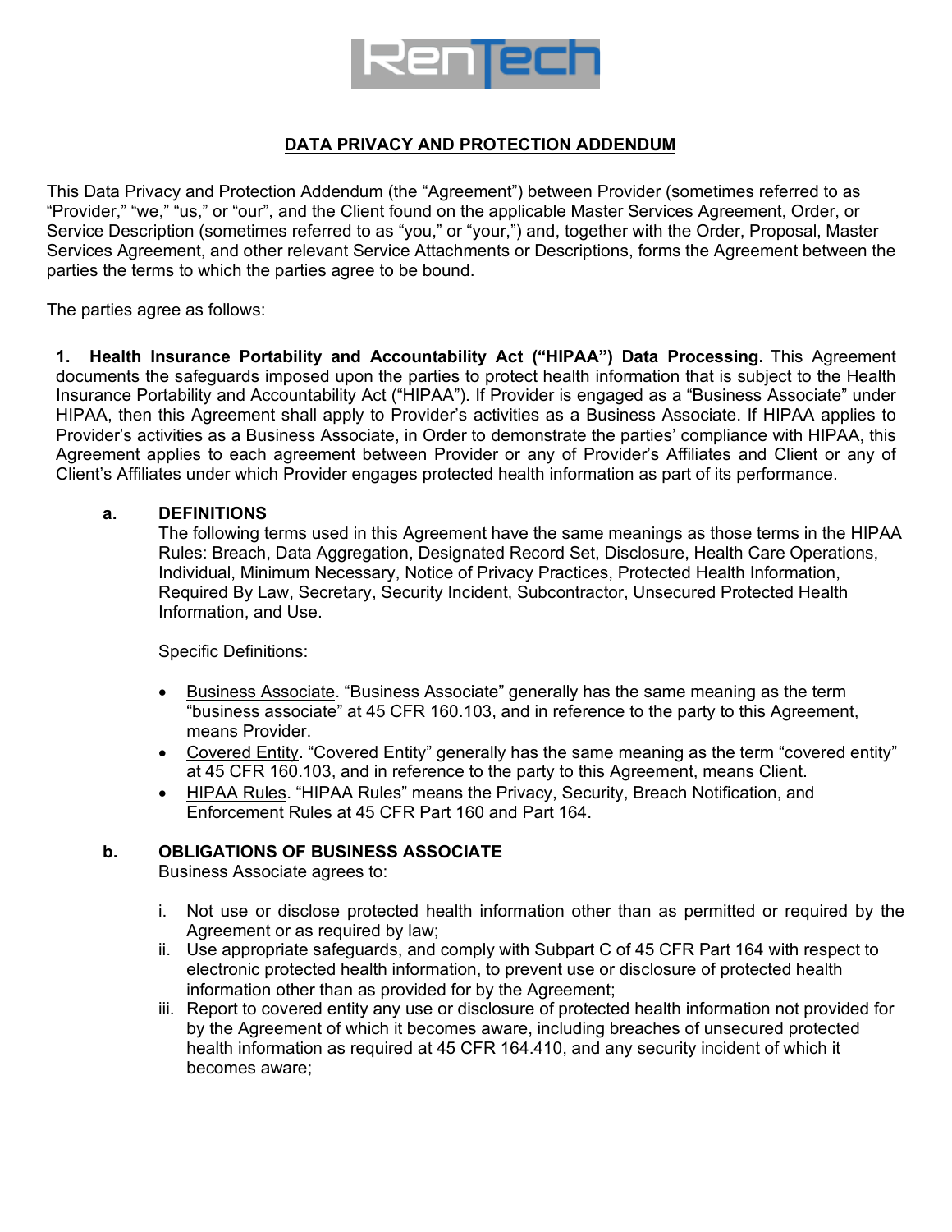# DATA PRIVACY AND PROTECTION ADDENDUM

This Data Privacy and Protection Addendum (the "Agreement") between Provider (sometimes referred to as "Provider," "we," "us," or "our", and the Client found on the applicable Master Services Agreement, Order, or Service Description (sometimes referred to as "you," or "your,") and, together with the Order, Proposal, Master Services Agreement, and other relevant Service Attachments or Descriptions, forms the Agreement between the parties the terms to which the parties agree to be bound.

The parties agree as follows:

**1. Health Insurance Portability and Accountability Act ("HIPAA") Data Processing.** This Agreement documents the safeguards imposed upon the parties to protect health information that is subject to the Health Insurance Portability and Accountability Act ("HIPAA"). If Provider is engaged as a "Business Associate" under HIPAA, then this Agreement shall apply to Provider's activities as a Business Associate. If HIPAA applies to Provider's activities as a Business Associate, in Order to demonstrate the parties' compliance with HIPAA, this Agreement applies to each agreement between Provider or any of Provider's Affiliates and Client or any of Client's Affiliates under which Provider engages protected health information as part of its performance.

**a. DEFINITIONS**

The following terms used in this Agreement have the same meanings as those terms in the HIPAA Rules: Breach, Data Aggregation, Designated Record Set, Disclosure, Health Care Operations, Individual, Minimum Necessary, Notice of Privacy Practices, Protected Health Information, Required By Law, Secretary, Security Incident, Subcontractor, Unsecured Protected Health Information, and Use.

Specific Definitions:

- Business Associate. "Business Associate" generally has the same meaning as the term "business associate" at 45 CFR 160.103, and in reference to the party to this Agreement, means Provider.
- Covered Entity. "Covered Entity" generally has the same meaning as the term "covered entity" at 45 CFR 160.103, and in reference to the party to this Agreement, means Client.
- HIPAA Rules. "HIPAA Rules" means the Privacy, Security, Breach Notification, and Enforcement Rules at 45 CFR Part 160 and Part 164.

**b. OBLIGATIONS OF BUSINESS ASSOCIATE**

Business Associate agrees to:

i. Not use or disclose protected health information other than as permitted or required by the Agreement or as required by law;

ii. Use appropriate safeguards, and comply with Subpart C of 45 CFR Part 164 with respect to electronic protected health information, to prevent use or disclosure of protected health information other than as provided for by the Agreement;

iii. Report to covered entity any use or disclosure of protected health information not provided for by the Agreement of which it becomes aware, including breaches of unsecured protected health information as required at 45 CFR 164.410, and any security incident of which it becomes aware;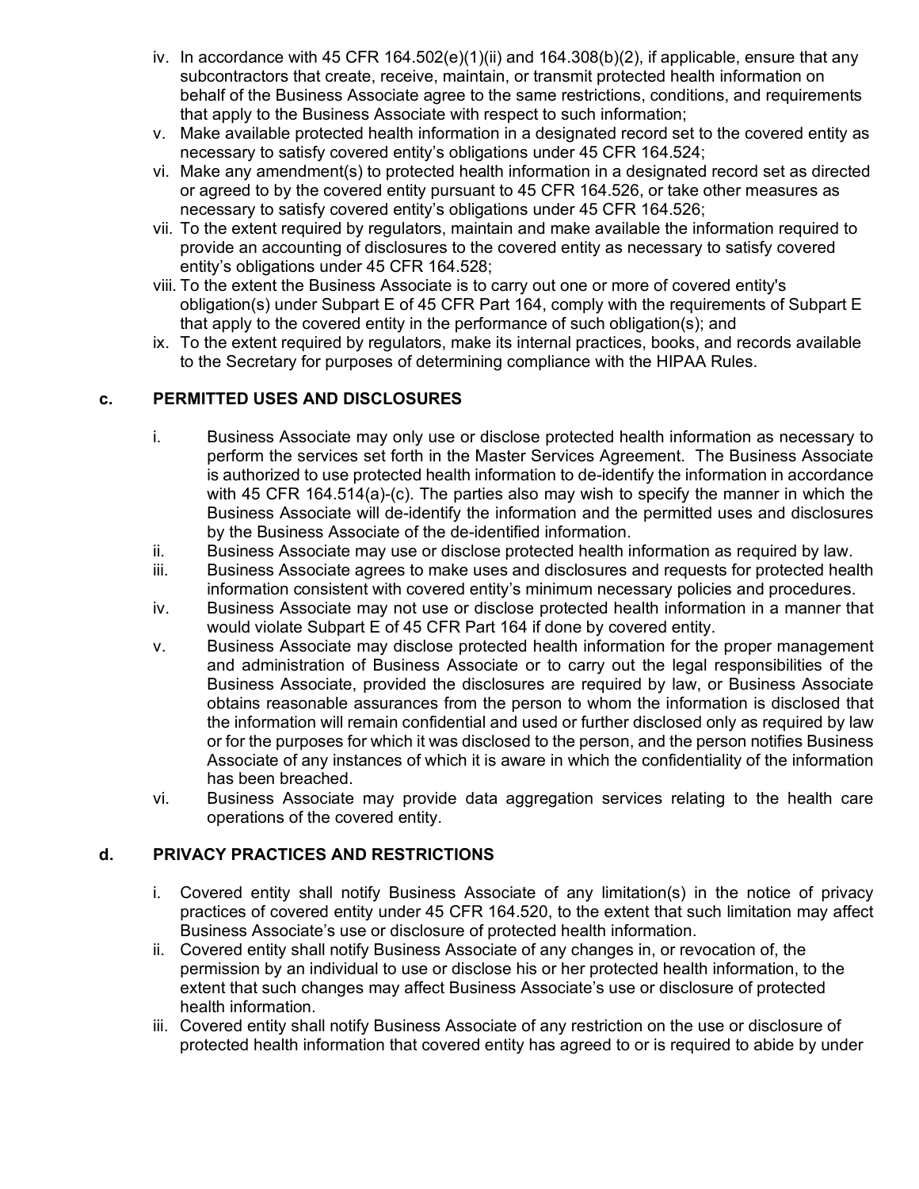iv. In accordance with 45 CFR 164.502(e)(1)(ii) and 164.308(b)(2), if applicable, ensure that any subcontractors that create, receive, maintain, or transmit protected health information on behalf of the Business Associate agree to the same restrictions, conditions, and requirements that apply to the Business Associate with respect to such information;
v. Make available protected health information in a designated record set to the covered entity as necessary to satisfy covered entity's obligations under 45 CFR 164.524;
vi. Make any amendment(s) to protected health information in a designated record set as directed or agreed to by the covered entity pursuant to 45 CFR 164.526, or take other measures as necessary to satisfy covered entity's obligations under 45 CFR 164.526;
vii. To the extent required by regulators, maintain and make available the information required to provide an accounting of disclosures to the covered entity as necessary to satisfy covered entity's obligations under 45 CFR 164.528;
viii. To the extent the Business Associate is to carry out one or more of covered entity's obligation(s) under Subpart E of 45 CFR Part 164, comply with the requirements of Subpart E that apply to the covered entity in the performance of such obligation(s); and
ix. To the extent required by regulators, make its internal practices, books, and records available to the Secretary for purposes of determining compliance with the HIPAA Rules.

## c. PERMITTED USES AND DISCLOSURES

i. Business Associate may only use or disclose protected health information as necessary to perform the services set forth in the Master Services Agreement. The Business Associate is authorized to use protected health information to de-identify the information in accordance with 45 CFR 164.514(a)-(c). The parties also may wish to specify the manner in which the Business Associate will de-identify the information and the permitted uses and disclosures by the Business Associate of the de-identified information.
ii. Business Associate may use or disclose protected health information as required by law.
iii. Business Associate agrees to make uses and disclosures and requests for protected health information consistent with covered entity's minimum necessary policies and procedures.
iv. Business Associate may not use or disclose protected health information in a manner that would violate Subpart E of 45 CFR Part 164 if done by covered entity.
v. Business Associate may disclose protected health information for the proper management and administration of Business Associate or to carry out the legal responsibilities of the Business Associate, provided the disclosures are required by law, or Business Associate obtains reasonable assurances from the person to whom the information is disclosed that the information will remain confidential and used or further disclosed only as required by law or for the purposes for which it was disclosed to the person, and the person notifies Business Associate of any instances of which it is aware in which the confidentiality of the information has been breached.
vi. Business Associate may provide data aggregation services relating to the health care operations of the covered entity.

## d. PRIVACY PRACTICES AND RESTRICTIONS

i. Covered entity shall notify Business Associate of any limitation(s) in the notice of privacy practices of covered entity under 45 CFR 164.520, to the extent that such limitation may affect Business Associate's use or disclosure of protected health information.
ii. Covered entity shall notify Business Associate of any changes in, or revocation of, the permission by an individual to use or disclose his or her protected health information, to the extent that such changes may affect Business Associate's use or disclosure of protected health information.
iii. Covered entity shall notify Business Associate of any restriction on the use or disclosure of protected health information that covered entity has agreed to or is required to abide by under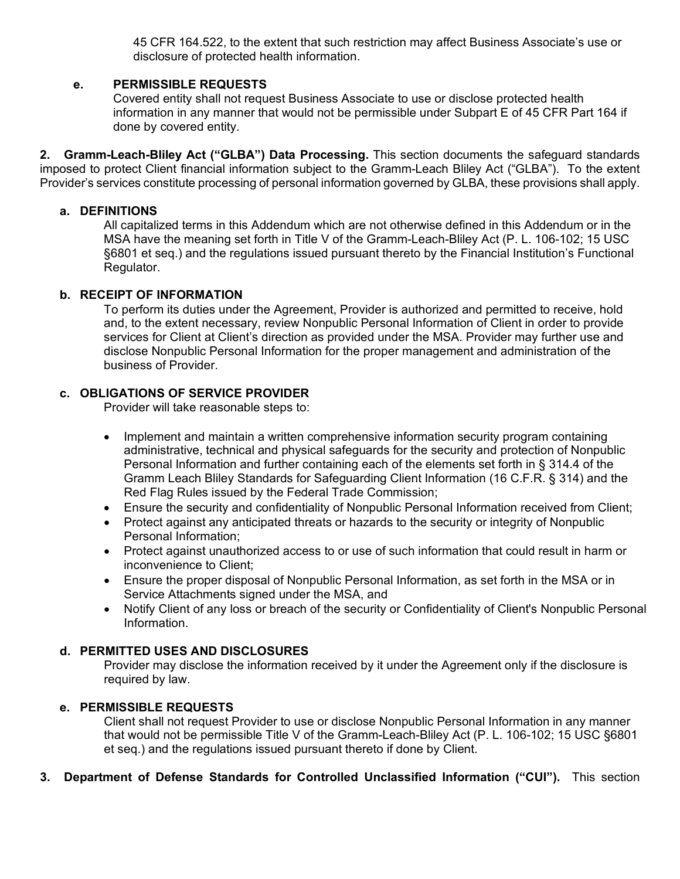45 CFR 164.522, to the extent that such restriction may affect Business Associate's use or disclosure of protected health information.

**e. PERMISSIBLE REQUESTS**

Covered entity shall not request Business Associate to use or disclose protected health information in any manner that would not be permissible under Subpart E of 45 CFR Part 164 if done by covered entity.

**2. Gramm-Leach-Bliley Act ("GLBA") Data Processing.** This section documents the safeguard standards imposed to protect Client financial information subject to the Gramm-Leach Bliley Act ("GLBA"). To the extent Provider's services constitute processing of personal information governed by GLBA, these provisions shall apply.

**a. DEFINITIONS**

All capitalized terms in this Addendum which are not otherwise defined in this Addendum or in the MSA have the meaning set forth in Title V of the Gramm-Leach-Bliley Act (P. L. 106-102; 15 USC §6801 et seq.) and the regulations issued pursuant thereto by the Financial Institution's Functional Regulator.

**b. RECEIPT OF INFORMATION**

To perform its duties under the Agreement, Provider is authorized and permitted to receive, hold and, to the extent necessary, review Nonpublic Personal Information of Client in order to provide services for Client at Client's direction as provided under the MSA. Provider may further use and disclose Nonpublic Personal Information for the proper management and administration of the business of Provider.

**c. OBLIGATIONS OF SERVICE PROVIDER**

Provider will take reasonable steps to:

- Implement and maintain a written comprehensive information security program containing administrative, technical and physical safeguards for the security and protection of Nonpublic Personal Information and further containing each of the elements set forth in § 314.4 of the Gramm Leach Bliley Standards for Safeguarding Client Information (16 C.F.R. § 314) and the Red Flag Rules issued by the Federal Trade Commission;
- Ensure the security and confidentiality of Nonpublic Personal Information received from Client;
- Protect against any anticipated threats or hazards to the security or integrity of Nonpublic Personal Information;
- Protect against unauthorized access to or use of such information that could result in harm or inconvenience to Client;
- Ensure the proper disposal of Nonpublic Personal Information, as set forth in the MSA or in Service Attachments signed under the MSA, and
- Notify Client of any loss or breach of the security or Confidentiality of Client's Nonpublic Personal Information.

**d. PERMITTED USES AND DISCLOSURES**

Provider may disclose the information received by it under the Agreement only if the disclosure is required by law.

**e. PERMISSIBLE REQUESTS**

Client shall not request Provider to use or disclose Nonpublic Personal Information in any manner that would not be permissible Title V of the Gramm-Leach-Bliley Act (P. L. 106-102; 15 USC §6801 et seq.) and the regulations issued pursuant thereto if done by Client.

**3. Department of Defense Standards for Controlled Unclassified Information ("CUI").** This section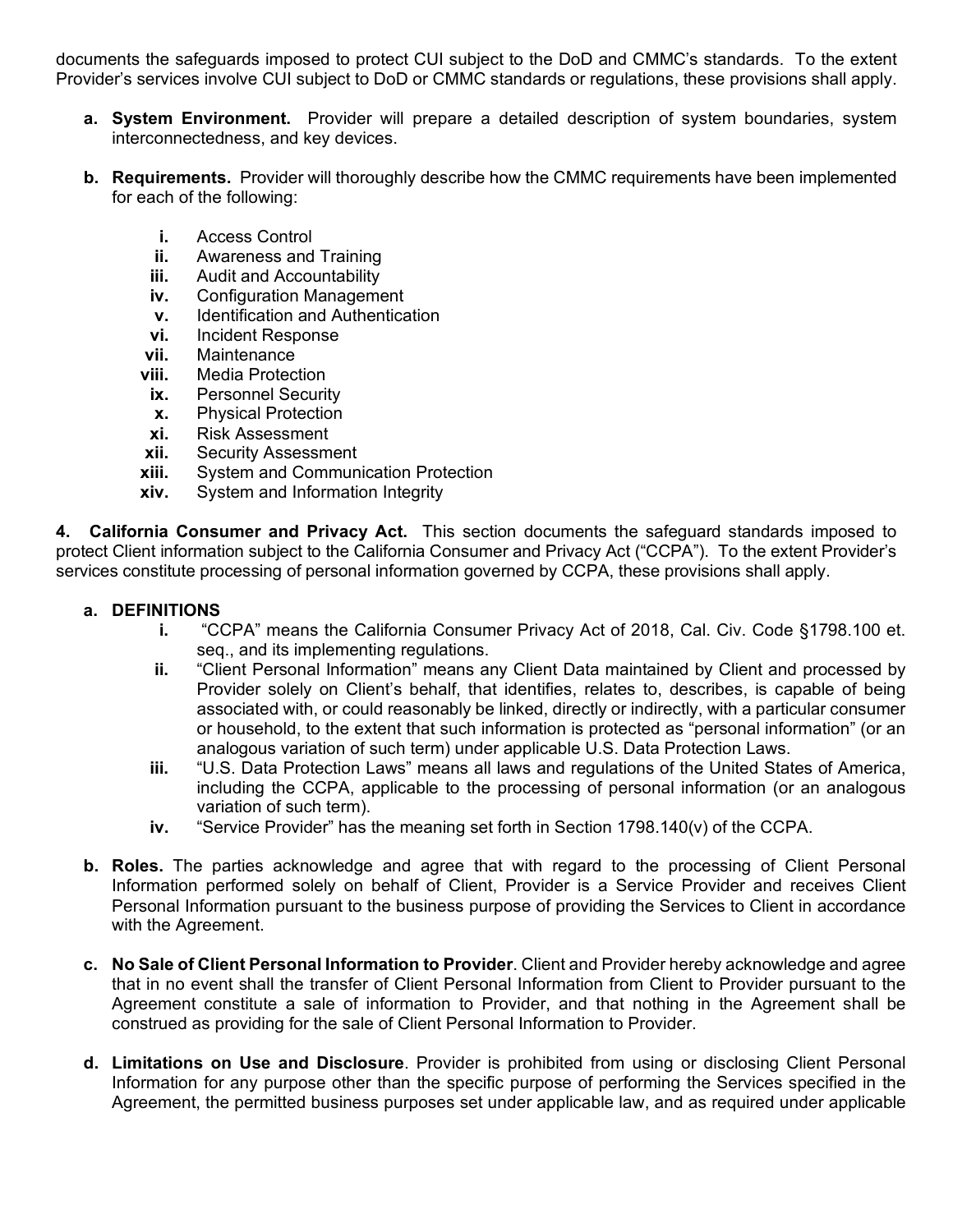documents the safeguards imposed to protect CUI subject to the DoD and CMMC's standards. To the extent Provider's services involve CUI subject to DoD or CMMC standards or regulations, these provisions shall apply.

a. **System Environment.** Provider will prepare a detailed description of system boundaries, system interconnectedness, and key devices.

b. **Requirements.** Provider will thoroughly describe how the CMMC requirements have been implemented for each of the following:

   i. Access Control
   ii. Awareness and Training
   iii. Audit and Accountability
   iv. Configuration Management
   v. Identification and Authentication
   vi. Incident Response
   vii. Maintenance
   viii. Media Protection
   ix. Personnel Security
   x. Physical Protection
   xi. Risk Assessment
   xii. Security Assessment
   xiii. System and Communication Protection
   xiv. System and Information Integrity

**4. California Consumer and Privacy Act.** This section documents the safeguard standards imposed to protect Client information subject to the California Consumer and Privacy Act ("CCPA"). To the extent Provider's services constitute processing of personal information governed by CCPA, these provisions shall apply.

a. **DEFINITIONS**

   i. "CCPA" means the California Consumer Privacy Act of 2018, Cal. Civ. Code §1798.100 et. seq., and its implementing regulations.
   ii. "Client Personal Information" means any Client Data maintained by Client and processed by Provider solely on Client's behalf, that identifies, relates to, describes, is capable of being associated with, or could reasonably be linked, directly or indirectly, with a particular consumer or household, to the extent that such information is protected as "personal information" (or an analogous variation of such term) under applicable U.S. Data Protection Laws.
   iii. "U.S. Data Protection Laws" means all laws and regulations of the United States of America, including the CCPA, applicable to the processing of personal information (or an analogous variation of such term).
   iv. "Service Provider" has the meaning set forth in Section 1798.140(v) of the CCPA.

b. **Roles.** The parties acknowledge and agree that with regard to the processing of Client Personal Information performed solely on behalf of Client, Provider is a Service Provider and receives Client Personal Information pursuant to the business purpose of providing the Services to Client in accordance with the Agreement.

c. **No Sale of Client Personal Information to Provider**. Client and Provider hereby acknowledge and agree that in no event shall the transfer of Client Personal Information from Client to Provider pursuant to the Agreement constitute a sale of information to Provider, and that nothing in the Agreement shall be construed as providing for the sale of Client Personal Information to Provider.

d. **Limitations on Use and Disclosure**. Provider is prohibited from using or disclosing Client Personal Information for any purpose other than the specific purpose of performing the Services specified in the Agreement, the permitted business purposes set under applicable law, and as required under applicable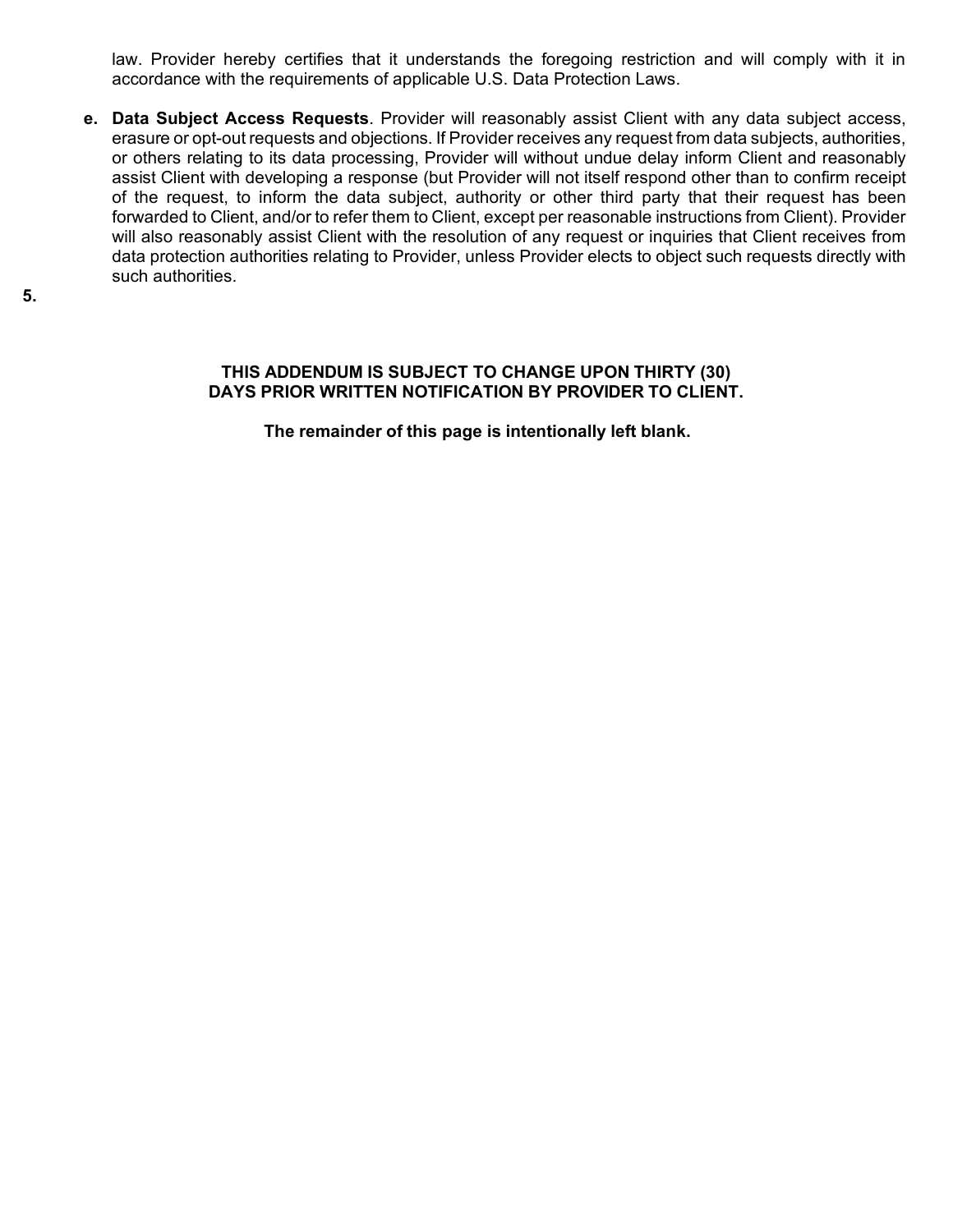law. Provider hereby certifies that it understands the foregoing restriction and will comply with it in accordance with the requirements of applicable U.S. Data Protection Laws.

e. **Data Subject Access Requests**. Provider will reasonably assist Client with any data subject access, erasure or opt-out requests and objections. If Provider receives any request from data subjects, authorities, or others relating to its data processing, Provider will without undue delay inform Client and reasonably assist Client with developing a response (but Provider will not itself respond other than to confirm receipt of the request, to inform the data subject, authority or other third party that their request has been forwarded to Client, and/or to refer them to Client, except per reasonable instructions from Client). Provider will also reasonably assist Client with the resolution of any request or inquiries that Client receives from data protection authorities relating to Provider, unless Provider elects to object such requests directly with such authorities.

**5.**

**THIS ADDENDUM IS SUBJECT TO CHANGE UPON THIRTY (30) DAYS PRIOR WRITTEN NOTIFICATION BY PROVIDER TO CLIENT.**

**The remainder of this page is intentionally left blank.**